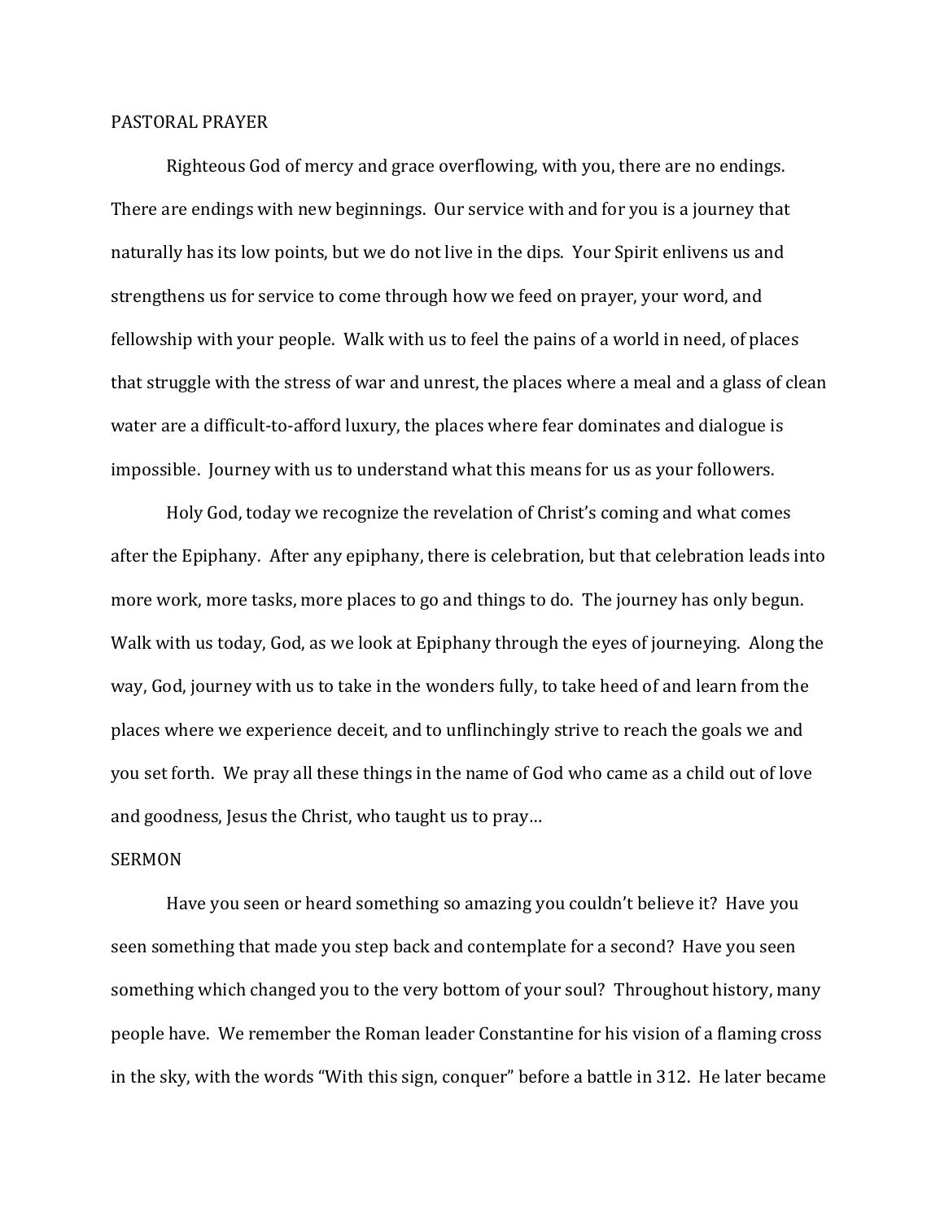## PASTORAL PRAYER

Righteous God of mercy and grace overflowing, with you, there are no endings. There are endings with new beginnings. Our service with and for you is a journey that naturally has its low points, but we do not live in the dips. Your Spirit enlivens us and strengthens us for service to come through how we feed on prayer, your word, and fellowship with your people. Walk with us to feel the pains of a world in need, of places that struggle with the stress of war and unrest, the places where a meal and a glass of clean water are a difficult-to-afford luxury, the places where fear dominates and dialogue is impossible. Journey with us to understand what this means for us as your followers.

Holy God, today we recognize the revelation of Christ's coming and what comes after the Epiphany. After any epiphany, there is celebration, but that celebration leads into more work, more tasks, more places to go and things to do. The journey has only begun. Walk with us today, God, as we look at Epiphany through the eyes of journeying. Along the way, God, journey with us to take in the wonders fully, to take heed of and learn from the places where we experience deceit, and to unflinchingly strive to reach the goals we and you set forth. We pray all these things in the name of God who came as a child out of love and goodness, Jesus the Christ, who taught us to pray…

## SERMON

Have you seen or heard something so amazing you couldn't believe it? Have you seen something that made you step back and contemplate for a second? Have you seen something which changed you to the very bottom of your soul? Throughout history, many people have. We remember the Roman leader Constantine for his vision of a flaming cross in the sky, with the words "With this sign, conquer" before a battle in 312. He later became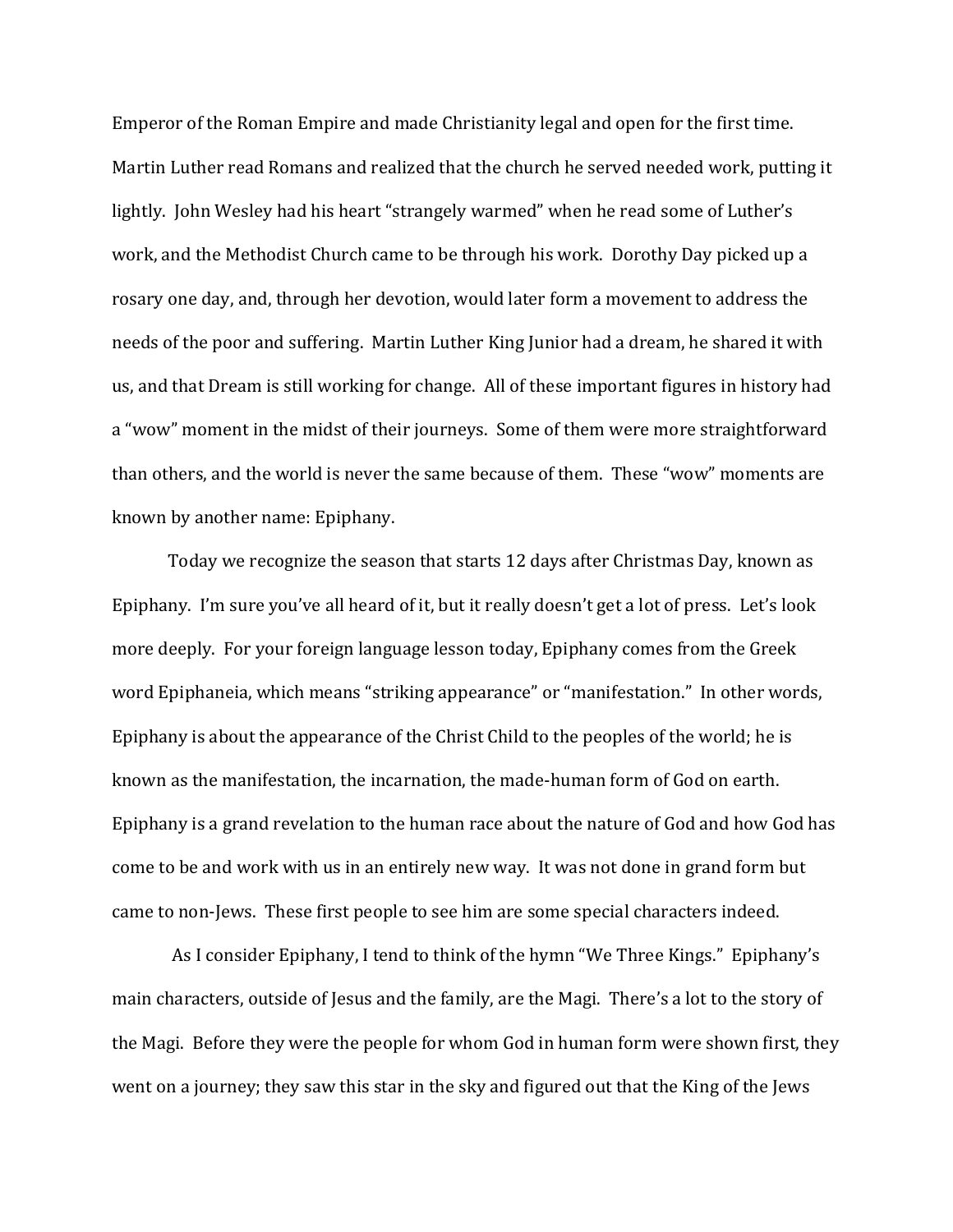Emperor of the Roman Empire and made Christianity legal and open for the first time. Martin Luther read Romans and realized that the church he served needed work, putting it lightly. John Wesley had his heart "strangely warmed" when he read some of Luther's work, and the Methodist Church came to be through his work. Dorothy Day picked up a rosary one day, and, through her devotion, would later form a movement to address the needs of the poor and suffering. Martin Luther King Junior had a dream, he shared it with us, and that Dream is still working for change. All of these important figures in history had a "wow" moment in the midst of their journeys. Some of them were more straightforward than others, and the world is never the same because of them. These "wow" moments are known by another name: Epiphany.

Today we recognize the season that starts 12 days after Christmas Day, known as Epiphany. I'm sure you've all heard of it, but it really doesn't get a lot of press. Let's look more deeply. For your foreign language lesson today, Epiphany comes from the Greek word Epiphaneia, which means "striking appearance" or "manifestation." In other words, Epiphany is about the appearance of the Christ Child to the peoples of the world; he is known as the manifestation, the incarnation, the made-human form of God on earth. Epiphany is a grand revelation to the human race about the nature of God and how God has come to be and work with us in an entirely new way. It was not done in grand form but came to non-Jews. These first people to see him are some special characters indeed.

As I consider Epiphany, I tend to think of the hymn "We Three Kings." Epiphany's main characters, outside of Jesus and the family, are the Magi. There's a lot to the story of the Magi. Before they were the people for whom God in human form were shown first, they went on a journey; they saw this star in the sky and figured out that the King of the Jews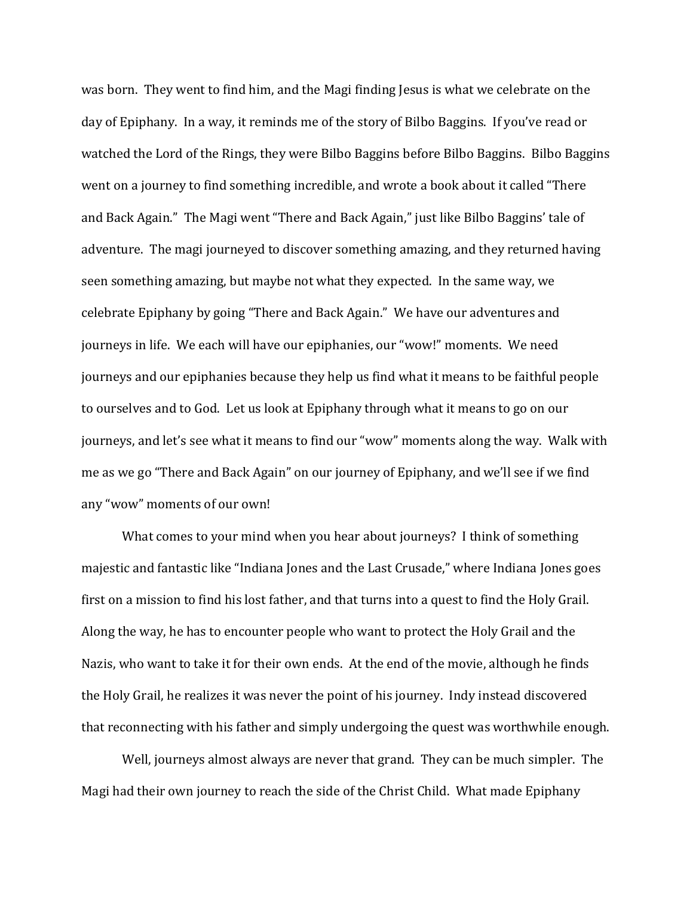was born. They went to find him, and the Magi finding Jesus is what we celebrate on the day of Epiphany. In a way, it reminds me of the story of Bilbo Baggins. If you've read or watched the Lord of the Rings, they were Bilbo Baggins before Bilbo Baggins. Bilbo Baggins went on a journey to find something incredible, and wrote a book about it called "There and Back Again." The Magi went "There and Back Again," just like Bilbo Baggins' tale of adventure. The magi journeyed to discover something amazing, and they returned having seen something amazing, but maybe not what they expected. In the same way, we celebrate Epiphany by going "There and Back Again." We have our adventures and journeys in life. We each will have our epiphanies, our "wow!" moments. We need journeys and our epiphanies because they help us find what it means to be faithful people to ourselves and to God. Let us look at Epiphany through what it means to go on our journeys, and let's see what it means to find our "wow" moments along the way. Walk with me as we go "There and Back Again" on our journey of Epiphany, and we'll see if we find any "wow" moments of our own!

What comes to your mind when you hear about journeys? I think of something majestic and fantastic like "Indiana Jones and the Last Crusade," where Indiana Jones goes first on a mission to find his lost father, and that turns into a quest to find the Holy Grail. Along the way, he has to encounter people who want to protect the Holy Grail and the Nazis, who want to take it for their own ends. At the end of the movie, although he finds the Holy Grail, he realizes it was never the point of his journey. Indy instead discovered that reconnecting with his father and simply undergoing the quest was worthwhile enough.

Well, journeys almost always are never that grand. They can be much simpler. The Magi had their own journey to reach the side of the Christ Child. What made Epiphany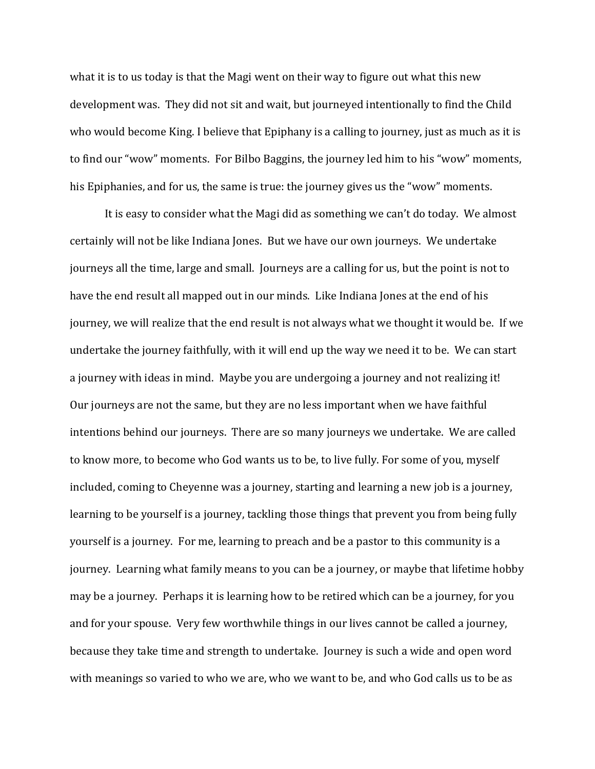what it is to us today is that the Magi went on their way to figure out what this new development was. They did not sit and wait, but journeyed intentionally to find the Child who would become King. I believe that Epiphany is a calling to journey, just as much as it is to find our "wow" moments. For Bilbo Baggins, the journey led him to his "wow" moments, his Epiphanies, and for us, the same is true: the journey gives us the "wow" moments.

It is easy to consider what the Magi did as something we can't do today. We almost certainly will not be like Indiana Jones. But we have our own journeys. We undertake journeys all the time, large and small. Journeys are a calling for us, but the point is not to have the end result all mapped out in our minds. Like Indiana Jones at the end of his journey, we will realize that the end result is not always what we thought it would be. If we undertake the journey faithfully, with it will end up the way we need it to be. We can start a journey with ideas in mind. Maybe you are undergoing a journey and not realizing it! Our journeys are not the same, but they are no less important when we have faithful intentions behind our journeys. There are so many journeys we undertake. We are called to know more, to become who God wants us to be, to live fully. For some of you, myself included, coming to Cheyenne was a journey, starting and learning a new job is a journey, learning to be yourself is a journey, tackling those things that prevent you from being fully yourself is a journey. For me, learning to preach and be a pastor to this community is a journey. Learning what family means to you can be a journey, or maybe that lifetime hobby may be a journey. Perhaps it is learning how to be retired which can be a journey, for you and for your spouse. Very few worthwhile things in our lives cannot be called a journey, because they take time and strength to undertake. Journey is such a wide and open word with meanings so varied to who we are, who we want to be, and who God calls us to be as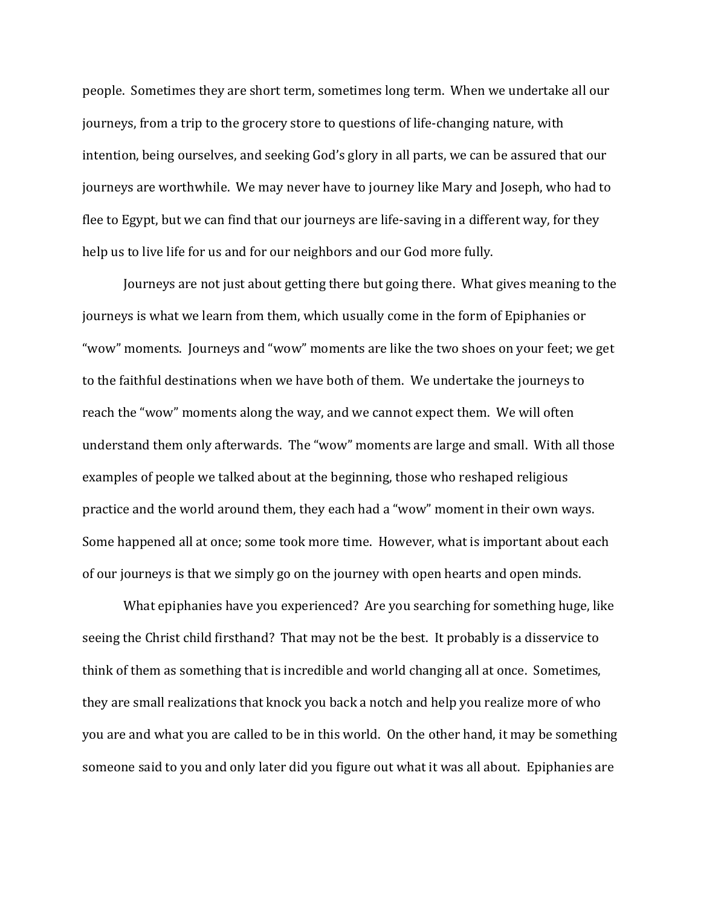people. Sometimes they are short term, sometimes long term. When we undertake all our journeys, from a trip to the grocery store to questions of life-changing nature, with intention, being ourselves, and seeking God's glory in all parts, we can be assured that our journeys are worthwhile. We may never have to journey like Mary and Joseph, who had to flee to Egypt, but we can find that our journeys are life-saving in a different way, for they help us to live life for us and for our neighbors and our God more fully.

Journeys are not just about getting there but going there. What gives meaning to the journeys is what we learn from them, which usually come in the form of Epiphanies or "wow" moments. Journeys and "wow" moments are like the two shoes on your feet; we get to the faithful destinations when we have both of them. We undertake the journeys to reach the "wow" moments along the way, and we cannot expect them. We will often understand them only afterwards. The "wow" moments are large and small. With all those examples of people we talked about at the beginning, those who reshaped religious practice and the world around them, they each had a "wow" moment in their own ways. Some happened all at once; some took more time. However, what is important about each of our journeys is that we simply go on the journey with open hearts and open minds.

What epiphanies have you experienced? Are you searching for something huge, like seeing the Christ child firsthand? That may not be the best. It probably is a disservice to think of them as something that is incredible and world changing all at once. Sometimes, they are small realizations that knock you back a notch and help you realize more of who you are and what you are called to be in this world. On the other hand, it may be something someone said to you and only later did you figure out what it was all about. Epiphanies are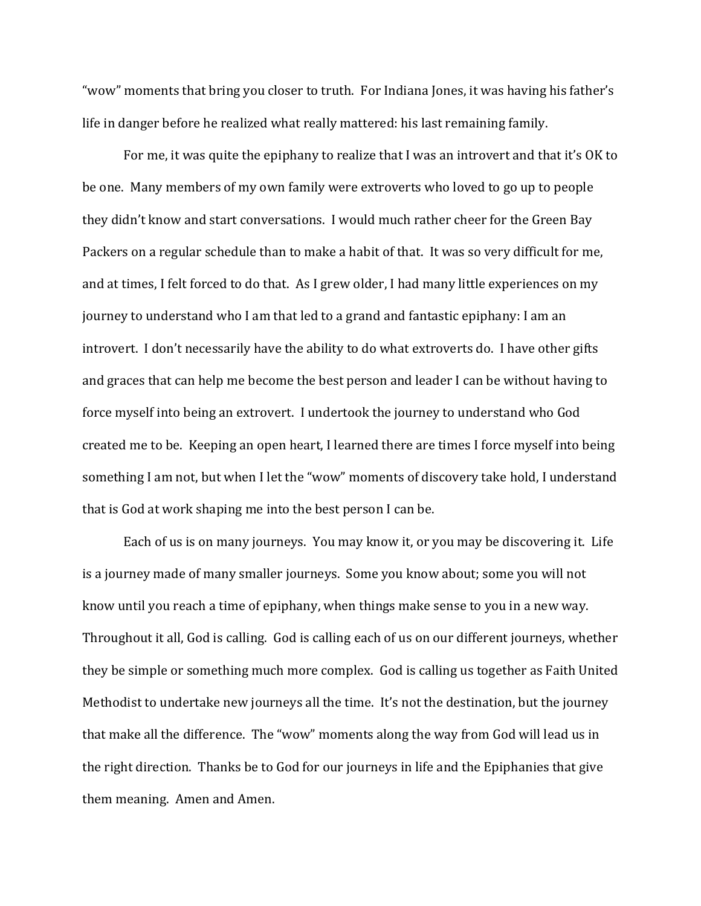"wow" moments that bring you closer to truth. For Indiana Jones, it was having his father's life in danger before he realized what really mattered: his last remaining family.

For me, it was quite the epiphany to realize that I was an introvert and that it's OK to be one. Many members of my own family were extroverts who loved to go up to people they didn't know and start conversations. I would much rather cheer for the Green Bay Packers on a regular schedule than to make a habit of that. It was so very difficult for me, and at times, I felt forced to do that. As I grew older, I had many little experiences on my journey to understand who I am that led to a grand and fantastic epiphany: I am an introvert. I don't necessarily have the ability to do what extroverts do. I have other gifts and graces that can help me become the best person and leader I can be without having to force myself into being an extrovert. I undertook the journey to understand who God created me to be. Keeping an open heart, I learned there are times I force myself into being something I am not, but when I let the "wow" moments of discovery take hold, I understand that is God at work shaping me into the best person I can be.

Each of us is on many journeys. You may know it, or you may be discovering it. Life is a journey made of many smaller journeys. Some you know about; some you will not know until you reach a time of epiphany, when things make sense to you in a new way. Throughout it all, God is calling. God is calling each of us on our different journeys, whether they be simple or something much more complex. God is calling us together as Faith United Methodist to undertake new journeys all the time. It's not the destination, but the journey that make all the difference. The "wow" moments along the way from God will lead us in the right direction. Thanks be to God for our journeys in life and the Epiphanies that give them meaning. Amen and Amen.